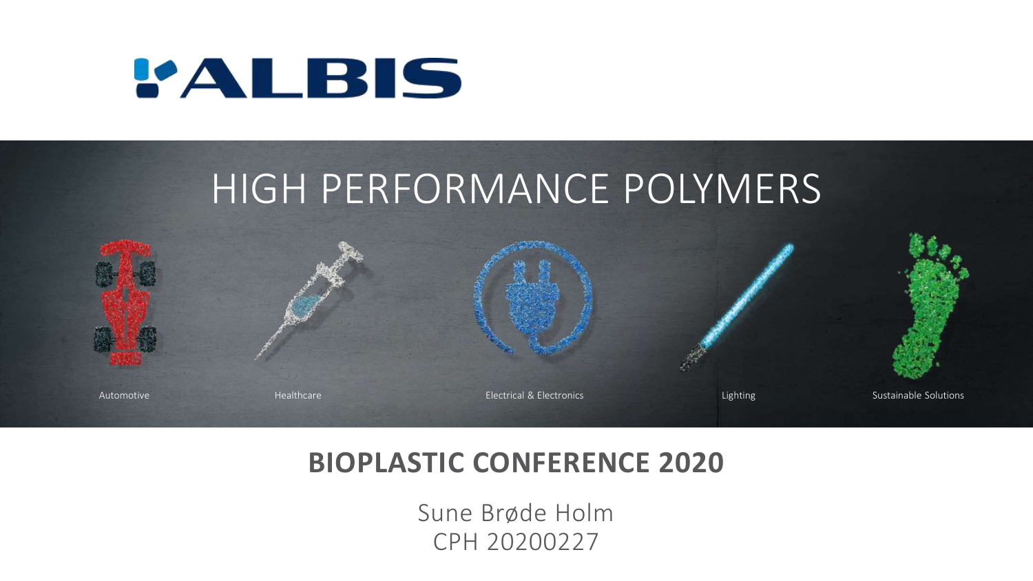ALBIS

# HIGH PERFORMANCE POLYMERS

Automotive

Healthcare

Electrical & Electronics

Lighting

Sustainable Solutions

## BIOPLASTIC CONFERENCE 2020

Sune Brøde Holm

CPH 20200227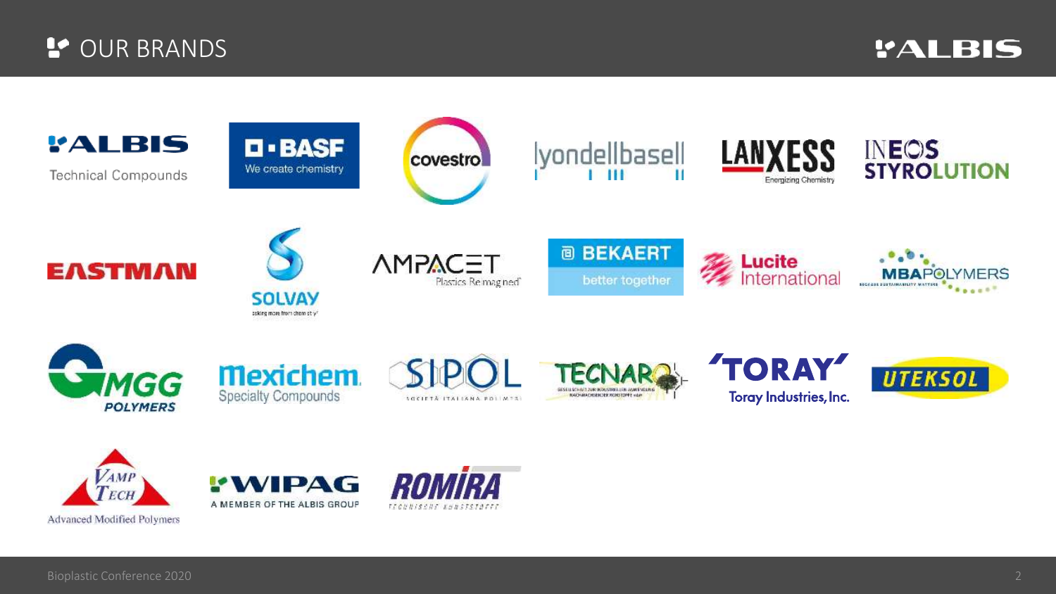# OUR BRANDS

- ALBIS Technical Compounds
- BASF We create chemistry
- covestro
- lyondellbasell
- LANXESS Energizing Chemistry
- INEOS STYROLUTION
- EASTMAN
- SOLVAY asking more from chemistry
- AMPACET Plastics Reimagined
- BEKAERT better together
- Lucite International
- MBA POLYMERS
- MGG POLYMERS
- Mexichem Specialty Compounds
- SIPOL SOCIETÀ ITALIANA POLIMERI
- TECNARO
- TORAY Toray Industries, Inc.
- UTEKSOL
- VAMP TECH Advanced Modified Polymers
- WIPAG A MEMBER OF THE ALBIS GROUP
- ROMIRA TECHNISCHE KUNSTSTOFFE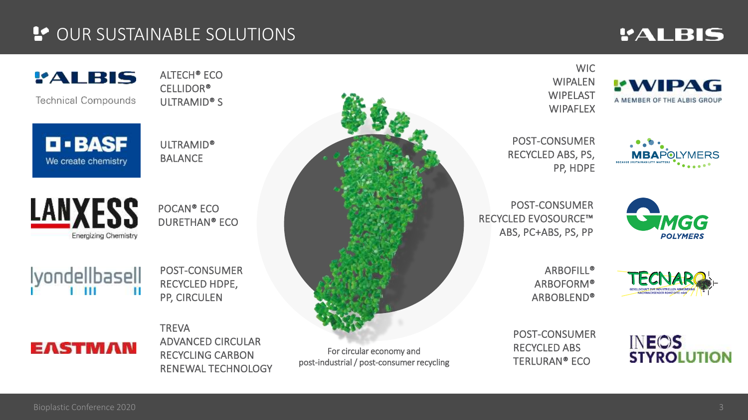# OUR SUSTAINABLE SOLUTIONS

**ALBIS** Technical Compounds
ALTECH® ECO
CELLIDOR®
ULTRAMID® S

**BASF** We create chemistry
ULTRAMID®
BALANCE

**LANXESS** Energizing Chemistry
POCAN® ECO
DURETHAN® ECO

**lyondellbasell**
POST-CONSUMER
RECYCLED HDPE,
PP, CIRCULEN

**EASTMAN**
TREVA
ADVANCED CIRCULAR
RECYCLING CARBON
RENEWAL TECHNOLOGY

For circular economy and
post-industrial / post-consumer recycling

**WIPAG** A MEMBER OF THE ALBIS GROUP
WIC
WIPALEN
WIPELAST
WIPAFLEX

**MBAPOLYMERS** BECAUSE SUSTAINABILITY MATTERS
POST-CONSUMER
RECYCLED ABS, PS,
PP, HDPE

**MGG POLYMERS**
POST-CONSUMER
RECYCLED EVOSOURCE™
ABS, PC+ABS, PS, PP

**TECNARO** GESELLSCHAFT ZUR INDUSTRIELLEN ANWENDUNG NACHWACHSENDER ROHSTOFFE mbH
ARBOFILL®
ARBOFORM®
ARBOBLEND®

**INEOS STYROLUTION**
POST-CONSUMER
RECYCLED ABS
TERLURAN® ECO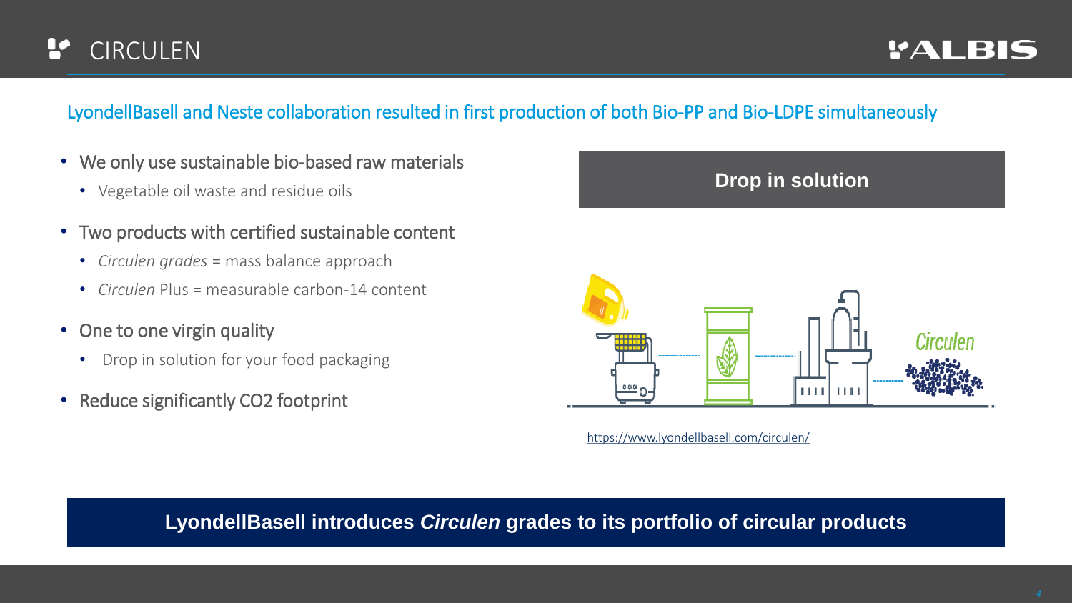# CIRCULEN

## LyondellBasell and Neste collaboration resulted in first production of both Bio-PP and Bio-LDPE simultaneously

- We only use sustainable bio-based raw materials
  - Vegetable oil waste and residue oils
- Two products with certified sustainable content
  - *Circulen grades* = mass balance approach
  - *Circulen* Plus = measurable carbon-14 content
- One to one virgin quality
  - Drop in solution for your food packaging
- Reduce significantly $CO_2$ footprint

**Drop in solution**

https://www.lyondellbasell.com/circulen/

**LyondellBasell introduces *Circulen* grades to its portfolio of circular products**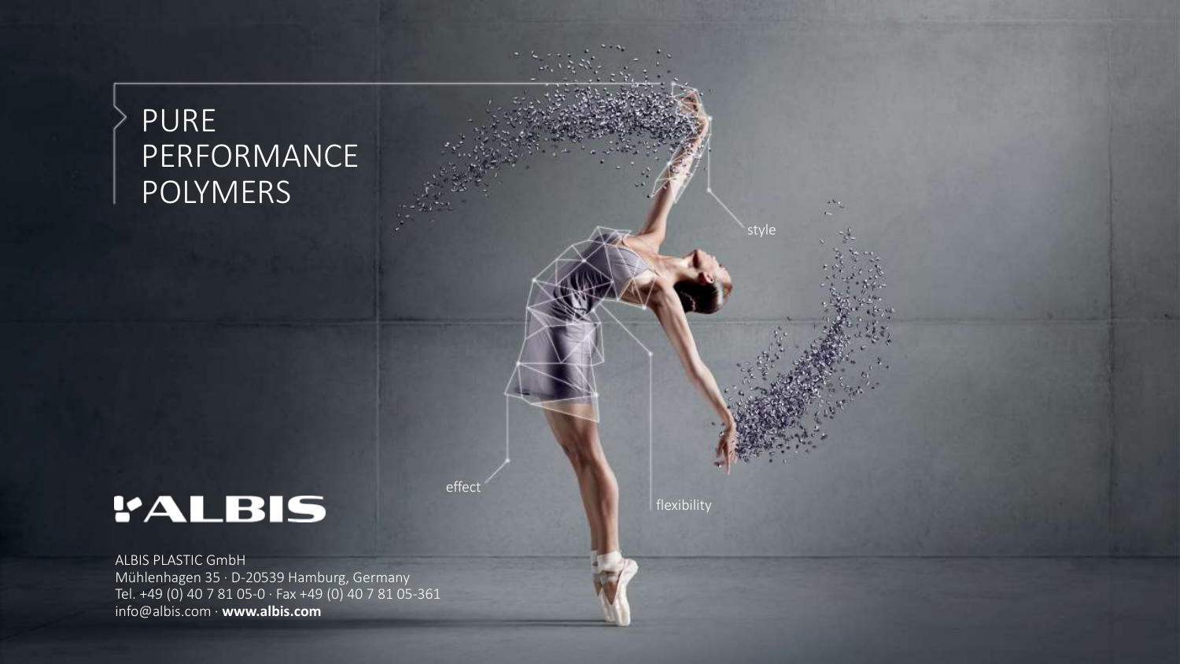# PURE PERFORMANCE POLYMERS

style

effect

flexibility

ALBIS

ALBIS PLASTIC GmbH
Mühlenhagen 35 · D-20539 Hamburg, Germany
Tel. +49 (0) 40 7 81 05-0 · Fax +49 (0) 40 7 81 05-361
info@albis.com · **www.albis.com**